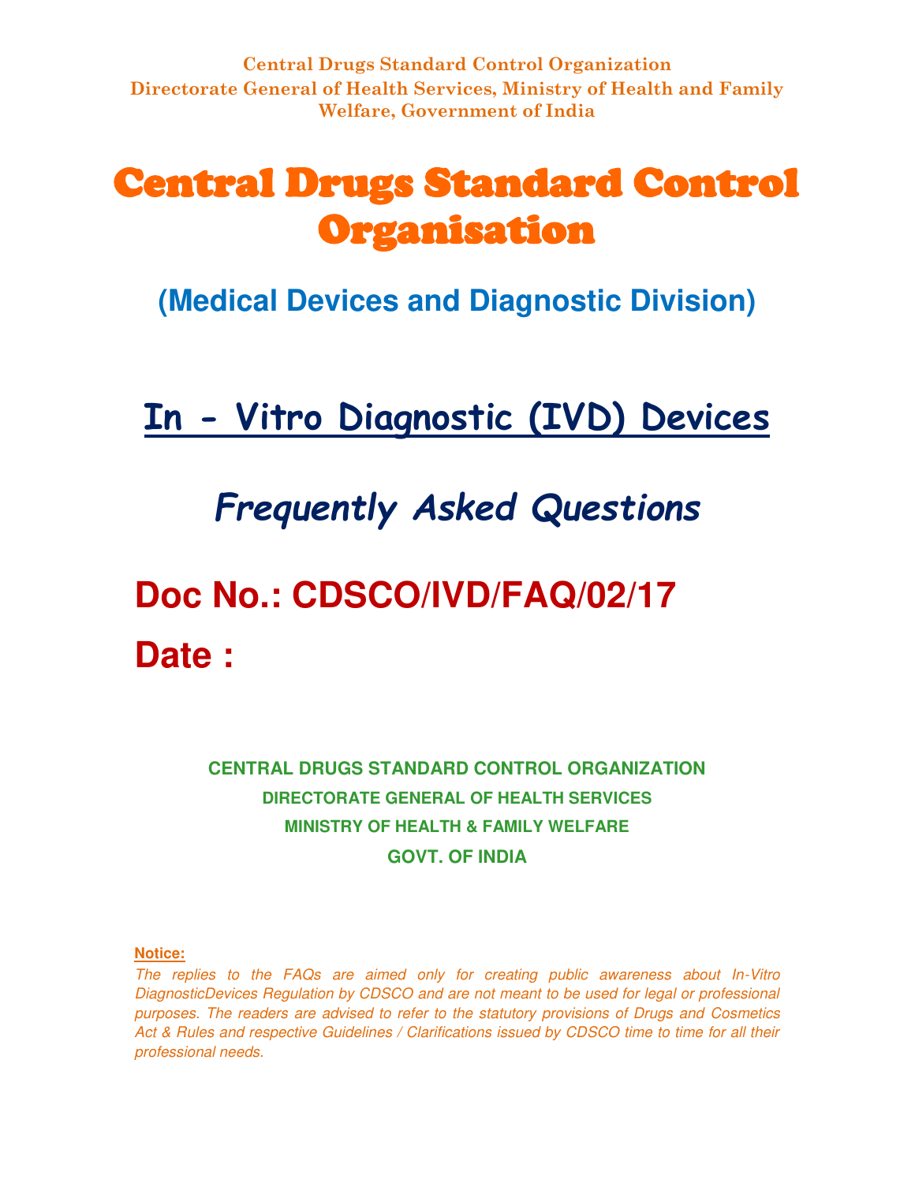**Central Drugs Standard Control Organization**
**Directorate General of Health Services, Ministry of Health and Family Welfare, Government of India**

# Central Drugs Standard Control Organisation

## (Medical Devices and Diagnostic Division)

# In - Vitro Diagnostic (IVD) Devices

## *Frequently Asked Questions*

## Doc No.: CDSCO/IVD/FAQ/02/17

## Date :

**CENTRAL DRUGS STANDARD CONTROL ORGANIZATION**
**DIRECTORATE GENERAL OF HEALTH SERVICES**
**MINISTRY OF HEALTH & FAMILY WELFARE**
**GOVT. OF INDIA**

**Notice:**
*The replies to the FAQs are aimed only for creating public awareness about In-Vitro DiagnosticDevices Regulation by CDSCO and are not meant to be used for legal or professional purposes. The readers are advised to refer to the statutory provisions of Drugs and Cosmetics Act & Rules and respective Guidelines / Clarifications issued by CDSCO time to time for all their professional needs.*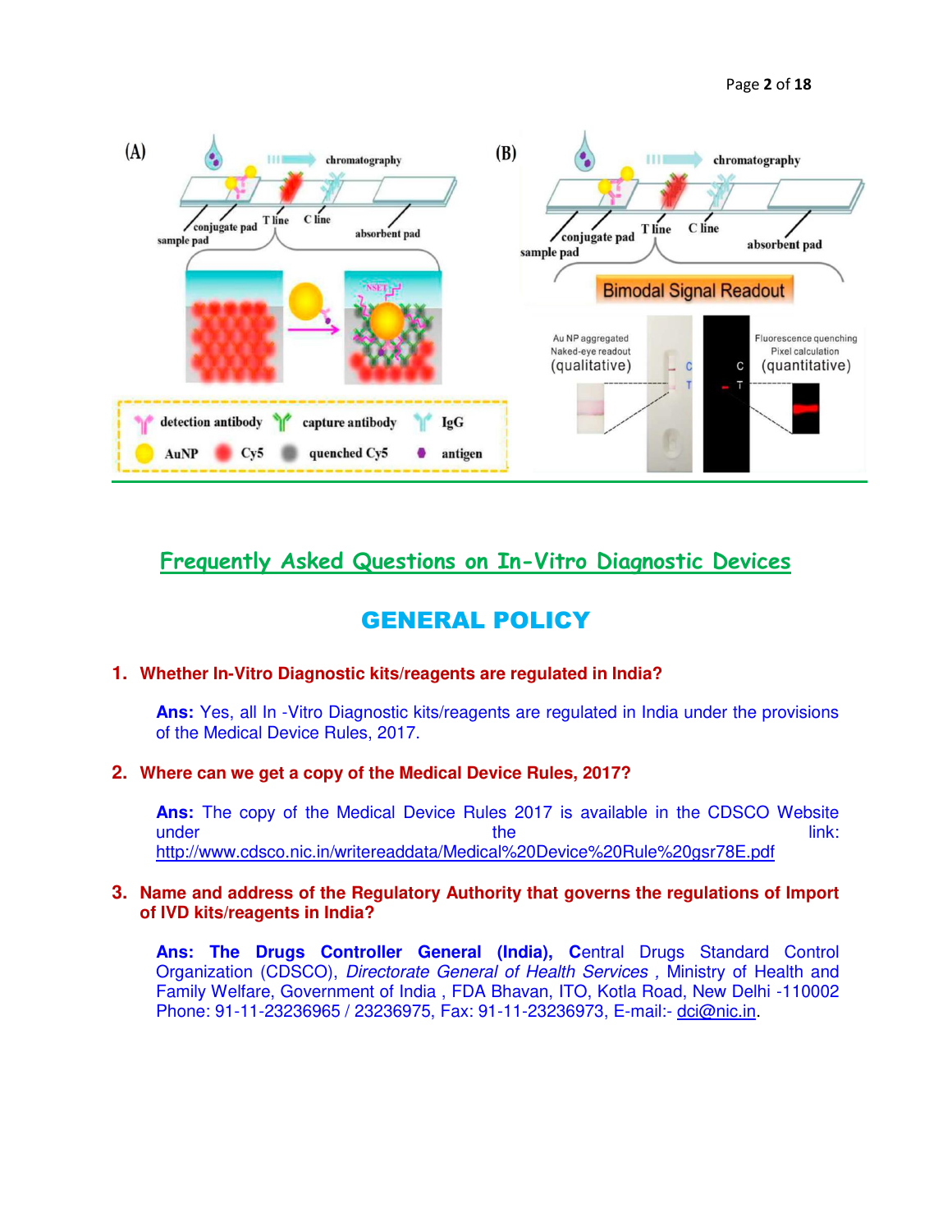# Frequently Asked Questions on In-Vitro Diagnostic Devices

## GENERAL POLICY

**1. Whether In-Vitro Diagnostic kits/reagents are regulated in India?**

**Ans:** Yes, all In -Vitro Diagnostic kits/reagents are regulated in India under the provisions of the Medical Device Rules, 2017.

**2. Where can we get a copy of the Medical Device Rules, 2017?**

**Ans:** The copy of the Medical Device Rules 2017 is available in the CDSCO Website under the link: http://www.cdsco.nic.in/writereaddata/Medical%20Device%20Rule%20gsr78E.pdf

**3. Name and address of the Regulatory Authority that governs the regulations of Import of IVD kits/reagents in India?**

**Ans: The Drugs Controller General (India), C**entral Drugs Standard Control Organization (CDSCO), *Directorate General of Health Services ,* Ministry of Health and Family Welfare, Government of India , FDA Bhavan, ITO, Kotla Road, New Delhi -110002 Phone: 91-11-23236965 / 23236975, Fax: 91-11-23236973, E-mail:- dci@nic.in.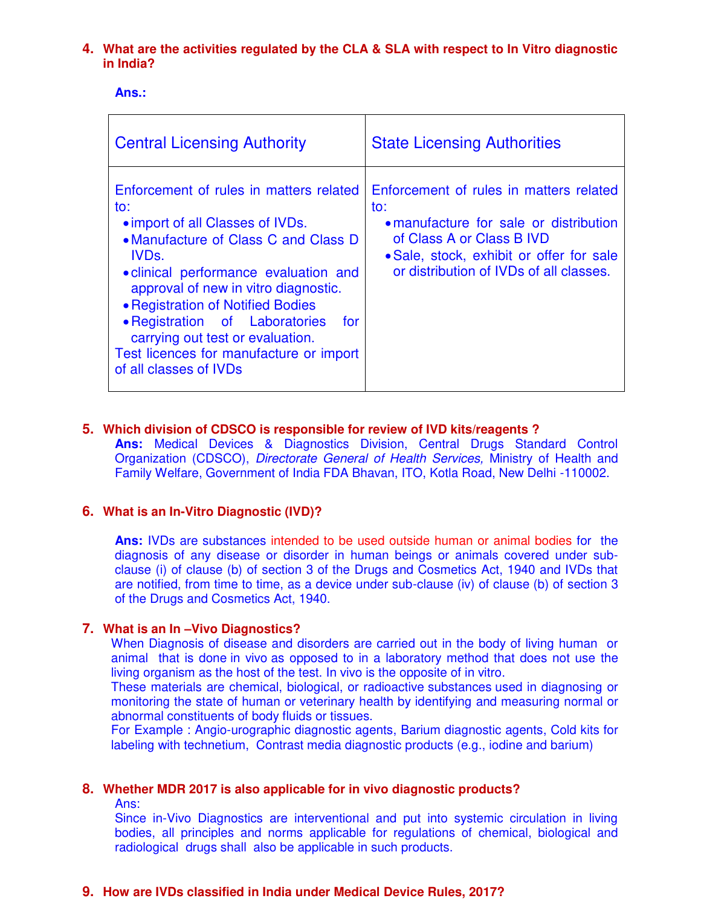**4. What are the activities regulated by the CLA & SLA with respect to In Vitro diagnostic in India?**

**Ans.:**

| Central Licensing Authority | State Licensing Authorities |
|---|---|
| Enforcement of rules in matters related to:<br>• import of all Classes of IVDs.<br>• Manufacture of Class C and Class D IVDs.<br>• clinical performance evaluation and approval of new in vitro diagnostic.<br>• Registration of Notified Bodies<br>• Registration of Laboratories for carrying out test or evaluation.<br>Test licences for manufacture or import of all classes of IVDs | Enforcement of rules in matters related to:<br>• manufacture for sale or distribution of Class A or Class B IVD<br>• Sale, stock, exhibit or offer for sale or distribution of IVDs of all classes. |

**5. Which division of CDSCO is responsible for review of IVD kits/reagents ?**

**Ans:** Medical Devices & Diagnostics Division, Central Drugs Standard Control Organization (CDSCO), *Directorate General of Health Services,* Ministry of Health and Family Welfare, Government of India FDA Bhavan, ITO, Kotla Road, New Delhi -110002.

**6. What is an In-Vitro Diagnostic (IVD)?**

**Ans:** IVDs are substances intended to be used outside human or animal bodies for the diagnosis of any disease or disorder in human beings or animals covered under sub-clause (i) of clause (b) of section 3 of the Drugs and Cosmetics Act, 1940 and IVDs that are notified, from time to time, as a device under sub-clause (iv) of clause (b) of section 3 of the Drugs and Cosmetics Act, 1940.

**7. What is an In –Vivo Diagnostics?**

When Diagnosis of disease and disorders are carried out in the body of living human or animal that is done in vivo as opposed to in a laboratory method that does not use the living organism as the host of the test. In vivo is the opposite of in vitro.

These materials are chemical, biological, or radioactive substances used in diagnosing or monitoring the state of human or veterinary health by identifying and measuring normal or abnormal constituents of body fluids or tissues.

For Example : Angio-urographic diagnostic agents, Barium diagnostic agents, Cold kits for labeling with technetium, Contrast media diagnostic products (e.g., iodine and barium)

**8. Whether MDR 2017 is also applicable for in vivo diagnostic products?**

Ans:

Since in-Vivo Diagnostics are interventional and put into systemic circulation in living bodies, all principles and norms applicable for regulations of chemical, biological and radiological drugs shall also be applicable in such products.

**9. How are IVDs classified in India under Medical Device Rules, 2017?**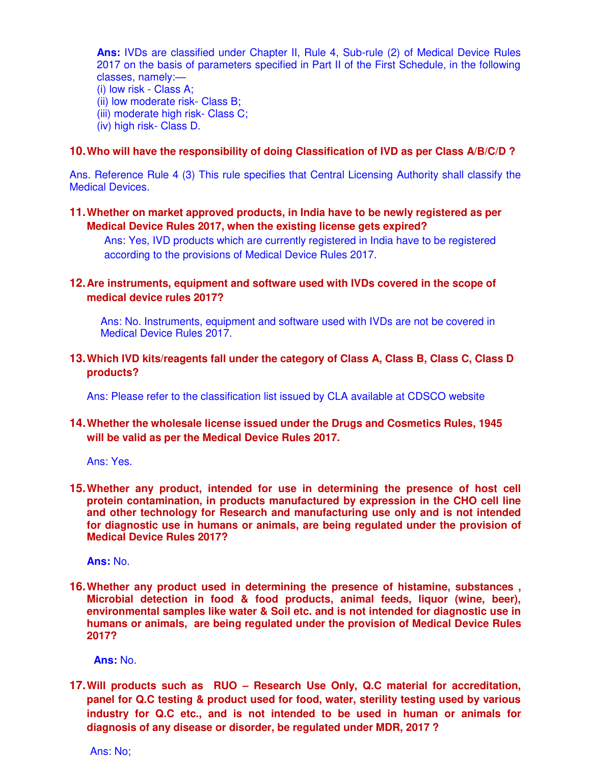**Ans:** IVDs are classified under Chapter II, Rule 4, Sub-rule (2) of Medical Device Rules 2017 on the basis of parameters specified in Part II of the First Schedule, in the following classes, namely:—

(i) low risk - Class A;
(ii) low moderate risk- Class B;
(iii) moderate high risk- Class C;
(iv) high risk- Class D.

**10. Who will have the responsibility of doing Classification of IVD as per Class A/B/C/D ?**

Ans. Reference Rule 4 (3) This rule specifies that Central Licensing Authority shall classify the Medical Devices.

**11. Whether on market approved products, in India have to be newly registered as per Medical Device Rules 2017, when the existing license gets expired?**

Ans: Yes, IVD products which are currently registered in India have to be registered according to the provisions of Medical Device Rules 2017.

**12. Are instruments, equipment and software used with IVDs covered in the scope of medical device rules 2017?**

Ans: No. Instruments, equipment and software used with IVDs are not be covered in Medical Device Rules 2017.

**13. Which IVD kits/reagents fall under the category of Class A, Class B, Class C, Class D products?**

Ans: Please refer to the classification list issued by CLA available at CDSCO website

**14. Whether the wholesale license issued under the Drugs and Cosmetics Rules, 1945 will be valid as per the Medical Device Rules 2017.**

Ans: Yes.

**15. Whether any product, intended for use in determining the presence of host cell protein contamination, in products manufactured by expression in the CHO cell line and other technology for Research and manufacturing use only and is not intended for diagnostic use in humans or animals, are being regulated under the provision of Medical Device Rules 2017?**

**Ans:** No.

**16. Whether any product used in determining the presence of histamine, substances , Microbial detection in food & food products, animal feeds, liquor (wine, beer), environmental samples like water & Soil etc. and is not intended for diagnostic use in humans or animals, are being regulated under the provision of Medical Device Rules 2017?**

**Ans:** No.

**17. Will products such as RUO – Research Use Only, Q.C material for accreditation, panel for Q.C testing & product used for food, water, sterility testing used by various industry for Q.C etc., and is not intended to be used in human or animals for diagnosis of any disease or disorder, be regulated under MDR, 2017 ?**

Ans: No;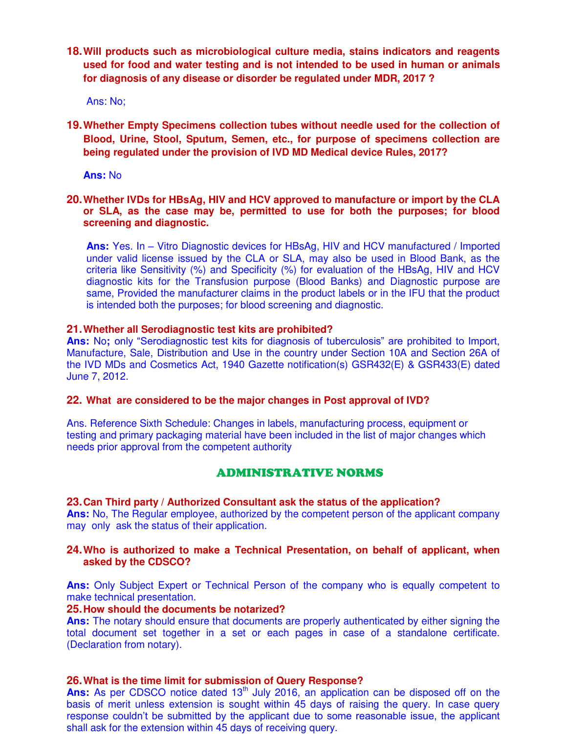**18. Will products such as microbiological culture media, stains indicators and reagents used for food and water testing and is not intended to be used in human or animals for diagnosis of any disease or disorder be regulated under MDR, 2017 ?**

Ans: No;

**19. Whether Empty Specimens collection tubes without needle used for the collection of Blood, Urine, Stool, Sputum, Semen, etc., for purpose of specimens collection are being regulated under the provision of IVD MD Medical device Rules, 2017?**

**Ans:** No

**20. Whether IVDs for HBsAg, HIV and HCV approved to manufacture or import by the CLA or SLA, as the case may be, permitted to use for both the purposes; for blood screening and diagnostic.**

**Ans:** Yes. In – Vitro Diagnostic devices for HBsAg, HIV and HCV manufactured / Imported under valid license issued by the CLA or SLA, may also be used in Blood Bank, as the criteria like Sensitivity (%) and Specificity (%) for evaluation of the HBsAg, HIV and HCV diagnostic kits for the Transfusion purpose (Blood Banks) and Diagnostic purpose are same, Provided the manufacturer claims in the product labels or in the IFU that the product is intended both the purposes; for blood screening and diagnostic.

**21. Whether all Serodiagnostic test kits are prohibited?**

**Ans:** No**;** only "Serodiagnostic test kits for diagnosis of tuberculosis" are prohibited to Import, Manufacture, Sale, Distribution and Use in the country under Section 10A and Section 26A of the IVD MDs and Cosmetics Act, 1940 Gazette notification(s) GSR432(E) & GSR433(E) dated June 7, 2012.

**22. What are considered to be the major changes in Post approval of IVD?**

Ans. Reference Sixth Schedule: Changes in labels, manufacturing process, equipment or testing and primary packaging material have been included in the list of major changes which needs prior approval from the competent authority

## ADMINISTRATIVE NORMS

**23. Can Third party / Authorized Consultant ask the status of the application?**

**Ans:** No, The Regular employee, authorized by the competent person of the applicant company may only ask the status of their application.

**24. Who is authorized to make a Technical Presentation, on behalf of applicant, when asked by the CDSCO?**

**Ans:** Only Subject Expert or Technical Person of the company who is equally competent to make technical presentation.

**25. How should the documents be notarized?**

**Ans:** The notary should ensure that documents are properly authenticated by either signing the total document set together in a set or each pages in case of a standalone certificate. (Declaration from notary).

**26. What is the time limit for submission of Query Response?**

**Ans:** As per CDSCO notice dated 13th July 2016, an application can be disposed off on the basis of merit unless extension is sought within 45 days of raising the query. In case query response couldn't be submitted by the applicant due to some reasonable issue, the applicant shall ask for the extension within 45 days of receiving query.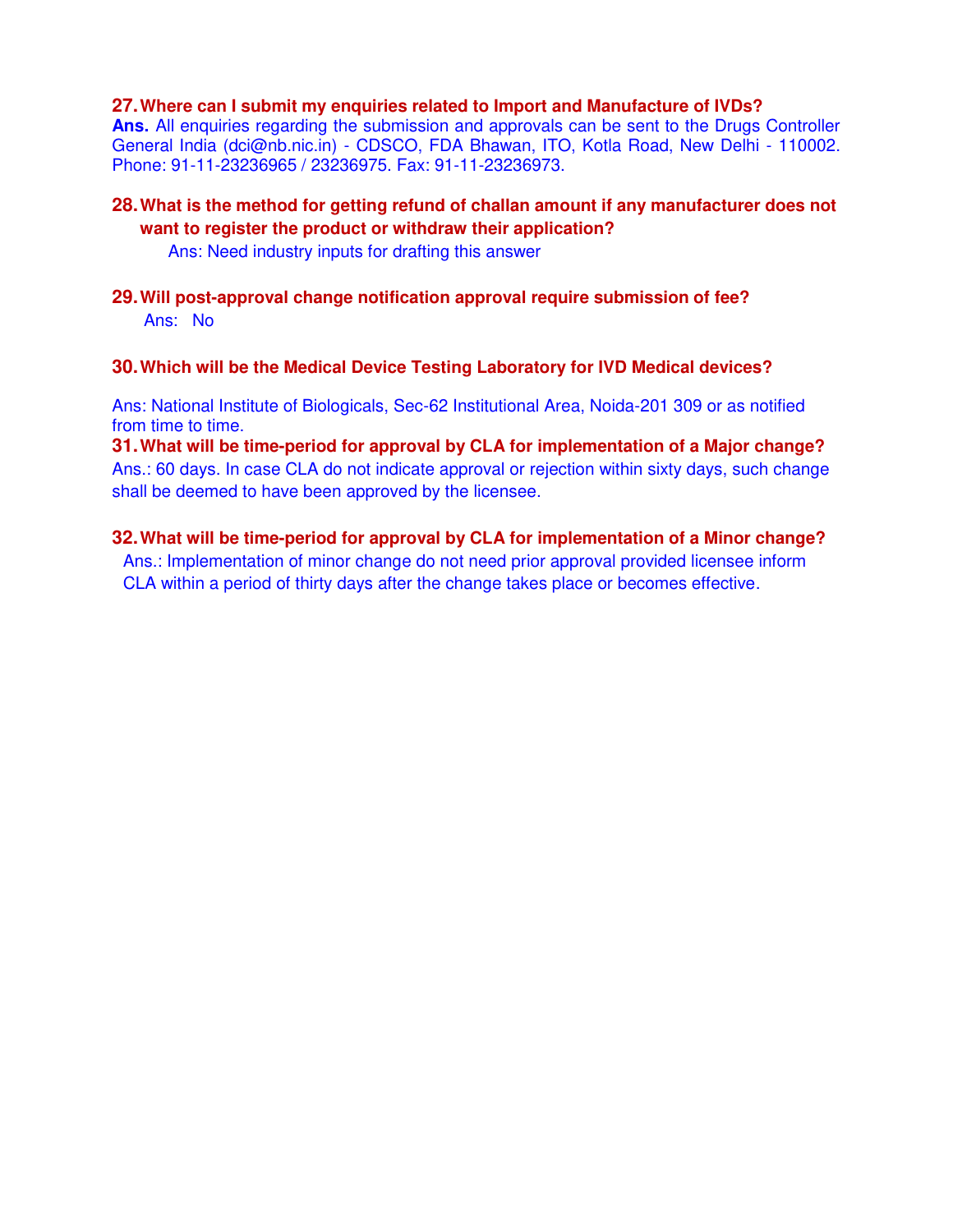**27. Where can I submit my enquiries related to Import and Manufacture of IVDs?**

**Ans.** All enquiries regarding the submission and approvals can be sent to the Drugs Controller General India (dci@nb.nic.in) - CDSCO, FDA Bhawan, ITO, Kotla Road, New Delhi - 110002. Phone: 91-11-23236965 / 23236975. Fax: 91-11-23236973.

**28. What is the method for getting refund of challan amount if any manufacturer does not want to register the product or withdraw their application?**

Ans: Need industry inputs for drafting this answer

**29. Will post-approval change notification approval require submission of fee?**

Ans: No

**30. Which will be the Medical Device Testing Laboratory for IVD Medical devices?**

Ans: National Institute of Biologicals, Sec-62 Institutional Area, Noida-201 309 or as notified from time to time.

**31. What will be time-period for approval by CLA for implementation of a Major change?**

Ans.: 60 days. In case CLA do not indicate approval or rejection within sixty days, such change shall be deemed to have been approved by the licensee.

**32. What will be time-period for approval by CLA for implementation of a Minor change?**

Ans.: Implementation of minor change do not need prior approval provided licensee inform CLA within a period of thirty days after the change takes place or becomes effective.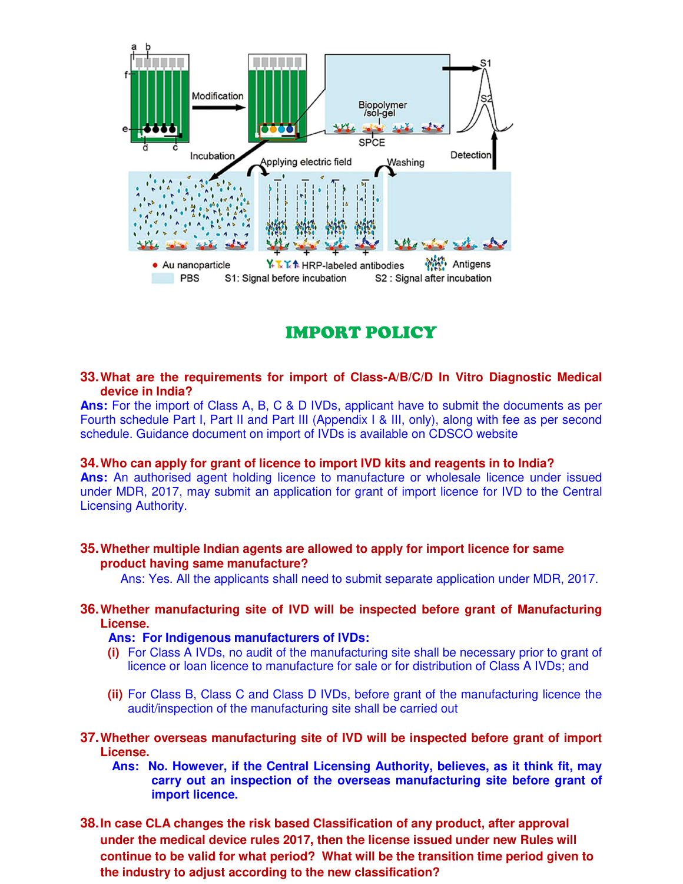# IMPORT POLICY

**33. What are the requirements for import of Class-A/B/C/D In Vitro Diagnostic Medical device in India?**

**Ans:** For the import of Class A, B, C & D IVDs, applicant have to submit the documents as per Fourth schedule Part I, Part II and Part III (Appendix I & III, only), along with fee as per second schedule. Guidance document on import of IVDs is available on CDSCO website

**34. Who can apply for grant of licence to import IVD kits and reagents in to India?**

**Ans:** An authorised agent holding licence to manufacture or wholesale licence under issued under MDR, 2017, may submit an application for grant of import licence for IVD to the Central Licensing Authority.

**35. Whether multiple Indian agents are allowed to apply for import licence for same product having same manufacture?**

Ans: Yes. All the applicants shall need to submit separate application under MDR, 2017.

**36. Whether manufacturing site of IVD will be inspected before grant of Manufacturing License.**

**Ans: For Indigenous manufacturers of IVDs:**

**(i)** For Class A IVDs, no audit of the manufacturing site shall be necessary prior to grant of licence or loan licence to manufacture for sale or for distribution of Class A IVDs; and

**(ii)** For Class B, Class C and Class D IVDs, before grant of the manufacturing licence the audit/inspection of the manufacturing site shall be carried out

**37. Whether overseas manufacturing site of IVD will be inspected before grant of import License.**

**Ans: No. However, if the Central Licensing Authority, believes, as it think fit, may carry out an inspection of the overseas manufacturing site before grant of import licence.**

**38. In case CLA changes the risk based Classification of any product, after approval under the medical device rules 2017, then the license issued under new Rules will continue to be valid for what period? What will be the transition time period given to the industry to adjust according to the new classification?**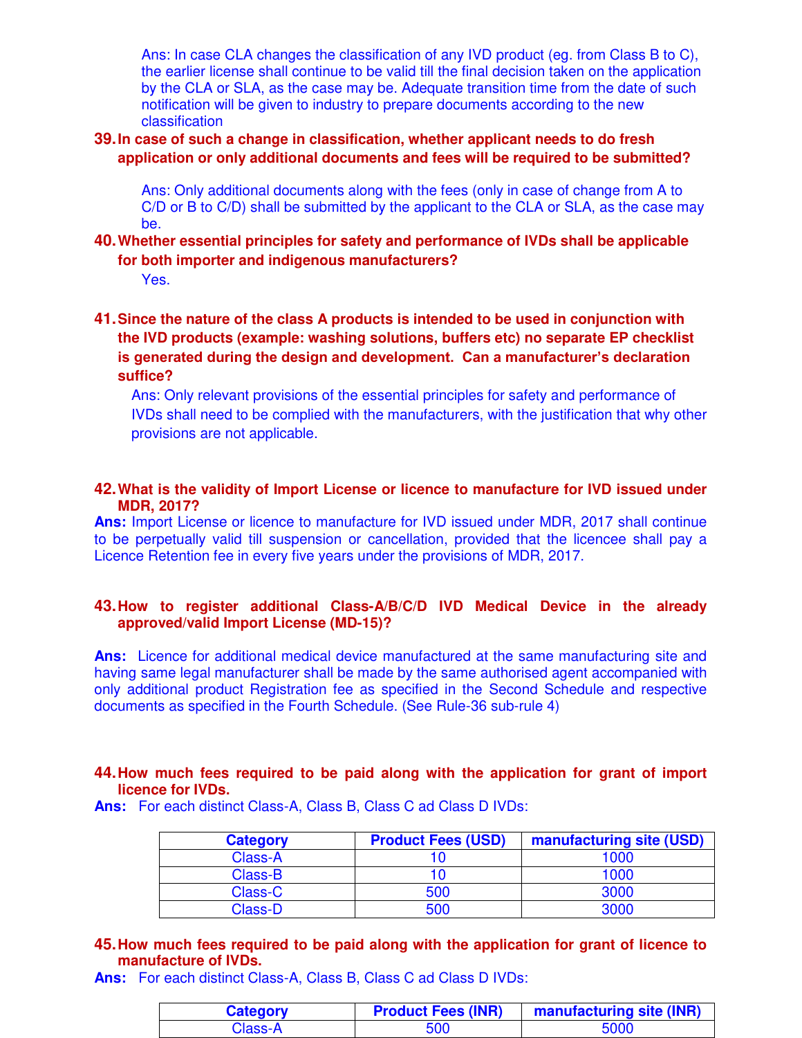Ans: In case CLA changes the classification of any IVD product (eg. from Class B to C), the earlier license shall continue to be valid till the final decision taken on the application by the CLA or SLA, as the case may be. Adequate transition time from the date of such notification will be given to industry to prepare documents according to the new classification

**39. In case of such a change in classification, whether applicant needs to do fresh application or only additional documents and fees will be required to be submitted?**

Ans: Only additional documents along with the fees (only in case of change from A to C/D or B to C/D) shall be submitted by the applicant to the CLA or SLA, as the case may be.

**40. Whether essential principles for safety and performance of IVDs shall be applicable for both importer and indigenous manufacturers?**

Yes.

**41. Since the nature of the class A products is intended to be used in conjunction with the IVD products (example: washing solutions, buffers etc) no separate EP checklist is generated during the design and development. Can a manufacturer's declaration suffice?**

Ans: Only relevant provisions of the essential principles for safety and performance of IVDs shall need to be complied with the manufacturers, with the justification that why other provisions are not applicable.

**42. What is the validity of Import License or licence to manufacture for IVD issued under MDR, 2017?**

**Ans:** Import License or licence to manufacture for IVD issued under MDR, 2017 shall continue to be perpetually valid till suspension or cancellation, provided that the licencee shall pay a Licence Retention fee in every five years under the provisions of MDR, 2017.

**43. How to register additional Class-A/B/C/D IVD Medical Device in the already approved/valid Import License (MD-15)?**

**Ans:** Licence for additional medical device manufactured at the same manufacturing site and having same legal manufacturer shall be made by the same authorised agent accompanied with only additional product Registration fee as specified in the Second Schedule and respective documents as specified in the Fourth Schedule. (See Rule-36 sub-rule 4)

**44. How much fees required to be paid along with the application for grant of import licence for IVDs.**

**Ans:** For each distinct Class-A, Class B, Class C ad Class D IVDs:

| Category | Product Fees (USD) | manufacturing site (USD) |
|---|---|---|
| Class-A | 10 | 1000 |
| Class-B | 10 | 1000 |
| Class-C | 500 | 3000 |
| Class-D | 500 | 3000 |

**45. How much fees required to be paid along with the application for grant of licence to manufacture of IVDs.**

**Ans:** For each distinct Class-A, Class B, Class C ad Class D IVDs:

| Category | Product Fees (INR) | manufacturing site (INR) |
|---|---|---|
| Class-A | 500 | 5000 |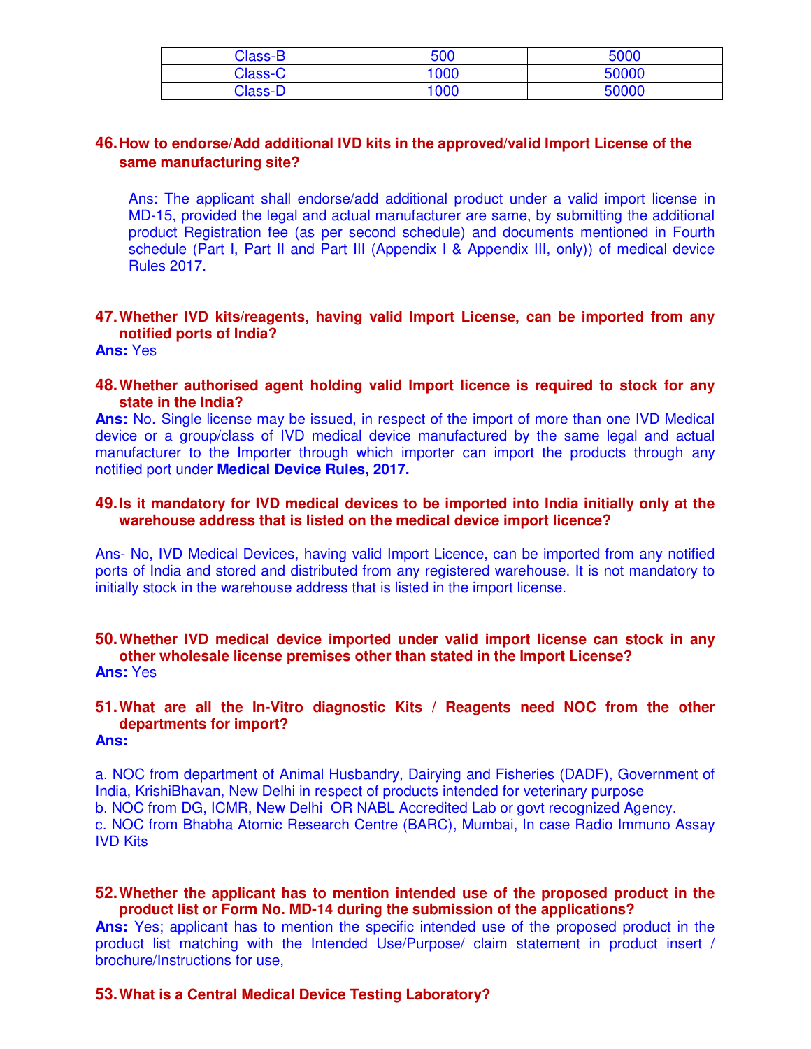| Class-B | 500 | 5000 |
|---|---|---|
| Class-C | 1000 | 50000 |
| Class-D | 1000 | 50000 |

**46. How to endorse/Add additional IVD kits in the approved/valid Import License of the same manufacturing site?**

Ans: The applicant shall endorse/add additional product under a valid import license in MD-15, provided the legal and actual manufacturer are same, by submitting the additional product Registration fee (as per second schedule) and documents mentioned in Fourth schedule (Part I, Part II and Part III (Appendix I & Appendix III, only)) of medical device Rules 2017.

**47. Whether IVD kits/reagents, having valid Import License, can be imported from any notified ports of India?**

**Ans:** Yes

**48. Whether authorised agent holding valid Import licence is required to stock for any state in the India?**

**Ans:** No. Single license may be issued, in respect of the import of more than one IVD Medical device or a group/class of IVD medical device manufactured by the same legal and actual manufacturer to the Importer through which importer can import the products through any notified port under **Medical Device Rules, 2017.**

**49. Is it mandatory for IVD medical devices to be imported into India initially only at the warehouse address that is listed on the medical device import licence?**

Ans- No, IVD Medical Devices, having valid Import Licence, can be imported from any notified ports of India and stored and distributed from any registered warehouse. It is not mandatory to initially stock in the warehouse address that is listed in the import license.

**50. Whether IVD medical device imported under valid import license can stock in any other wholesale license premises other than stated in the Import License?**

**Ans:** Yes

**51. What are all the In-Vitro diagnostic Kits / Reagents need NOC from the other departments for import?**

**Ans:**

a. NOC from department of Animal Husbandry, Dairying and Fisheries (DADF), Government of India, KrishiBhavan, New Delhi in respect of products intended for veterinary purpose
b. NOC from DG, ICMR, New Delhi OR NABL Accredited Lab or govt recognized Agency.
c. NOC from Bhabha Atomic Research Centre (BARC), Mumbai, In case Radio Immuno Assay IVD Kits

**52. Whether the applicant has to mention intended use of the proposed product in the product list or Form No. MD-14 during the submission of the applications?**

**Ans:** Yes; applicant has to mention the specific intended use of the proposed product in the product list matching with the Intended Use/Purpose/ claim statement in product insert / brochure/Instructions for use,

**53. What is a Central Medical Device Testing Laboratory?**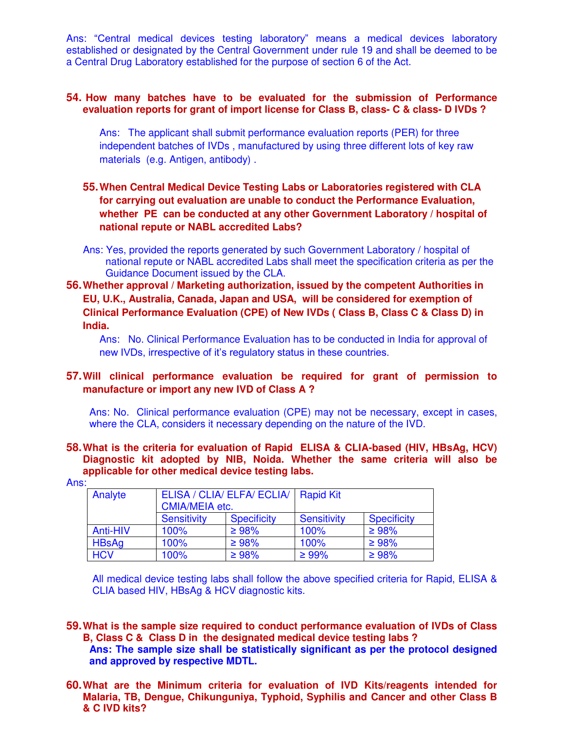Ans: “Central medical devices testing laboratory” means a medical devices laboratory established or designated by the Central Government under rule 19 and shall be deemed to be a Central Drug Laboratory established for the purpose of section 6 of the Act.

**54. How many batches have to be evaluated for the submission of Performance evaluation reports for grant of import license for Class B, class- C & class- D IVDs ?**

Ans: The applicant shall submit performance evaluation reports (PER) for three independent batches of IVDs , manufactured by using three different lots of key raw materials (e.g. Antigen, antibody) .

**55. When Central Medical Device Testing Labs or Laboratories registered with CLA for carrying out evaluation are unable to conduct the Performance Evaluation, whether PE can be conducted at any other Government Laboratory / hospital of national repute or NABL accredited Labs?**

Ans: Yes, provided the reports generated by such Government Laboratory / hospital of national repute or NABL accredited Labs shall meet the specification criteria as per the Guidance Document issued by the CLA.

**56. Whether approval / Marketing authorization, issued by the competent Authorities in EU, U.K., Australia, Canada, Japan and USA, will be considered for exemption of Clinical Performance Evaluation (CPE) of New IVDs ( Class B, Class C & Class D) in India.**

Ans: No. Clinical Performance Evaluation has to be conducted in India for approval of new IVDs, irrespective of it’s regulatory status in these countries.

**57. Will clinical performance evaluation be required for grant of permission to manufacture or import any new IVD of Class A ?**

Ans: No. Clinical performance evaluation (CPE) may not be necessary, except in cases, where the CLA, considers it necessary depending on the nature of the IVD.

**58. What is the criteria for evaluation of Rapid ELISA & CLIA-based (HIV, HBsAg, HCV) Diagnostic kit adopted by NIB, Noida. Whether the same criteria will also be applicable for other medical device testing labs.**

Ans:

| Analyte | ELISA / CLIA/ ELFA/ ECLIA/ CMIA/MEIA etc. | | Rapid Kit | |
|---|---|---|---|---|
| | Sensitivity | Specificity | Sensitivity | Specificity |
| Anti-HIV | 100% | ≥ 98% | 100% | ≥ 98% |
| HBsAg | 100% | ≥ 98% | 100% | ≥ 98% |
| HCV | 100% | ≥ 98% | ≥ 99% | ≥ 98% |

All medical device testing labs shall follow the above specified criteria for Rapid, ELISA & CLIA based HIV, HBsAg & HCV diagnostic kits.

**59. What is the sample size required to conduct performance evaluation of IVDs of Class B, Class C & Class D in the designated medical device testing labs ?**

**Ans: The sample size shall be statistically significant as per the protocol designed and approved by respective MDTL.**

**60. What are the Minimum criteria for evaluation of IVD Kits/reagents intended for Malaria, TB, Dengue, Chikunguniya, Typhoid, Syphilis and Cancer and other Class B & C IVD kits?**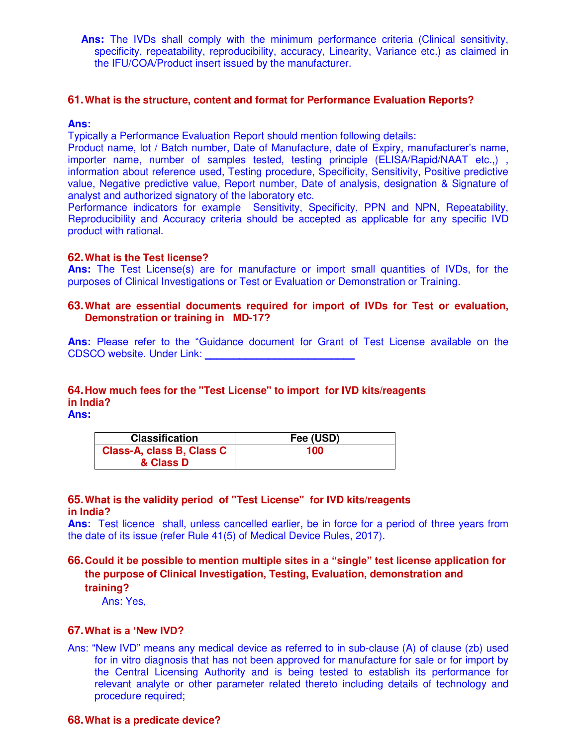**Ans:** The IVDs shall comply with the minimum performance criteria (Clinical sensitivity, specificity, repeatability, reproducibility, accuracy, Linearity, Variance etc.) as claimed in the IFU/COA/Product insert issued by the manufacturer.

**61. What is the structure, content and format for Performance Evaluation Reports?**

**Ans:**
Typically a Performance Evaluation Report should mention following details:
Product name, lot / Batch number, Date of Manufacture, date of Expiry, manufacturer's name, importer name, number of samples tested, testing principle (ELISA/Rapid/NAAT etc.,) , information about reference used, Testing procedure, Specificity, Sensitivity, Positive predictive value, Negative predictive value, Report number, Date of analysis, designation & Signature of analyst and authorized signatory of the laboratory etc.
Performance indicators for example Sensitivity, Specificity, PPN and NPN, Repeatability, Reproducibility and Accuracy criteria should be accepted as applicable for any specific IVD product with rational.

**62. What is the Test license?**
**Ans:** The Test License(s) are for manufacture or import small quantities of IVDs, for the purposes of Clinical Investigations or Test or Evaluation or Demonstration or Training.

**63. What are essential documents required for import of IVDs for Test or evaluation, Demonstration or training in MD-17?**

**Ans:** Please refer to the "Guidance document for Grant of Test License available on the CDSCO website. Under Link: ________________________

**64. How much fees for the "Test License" to import for IVD kits/reagents in India?**
**Ans:**

| Classification | Fee (USD) |
|---|---|
| Class-A, class B, Class C & Class D | 100 |

**65. What is the validity period of "Test License" for IVD kits/reagents in India?**
**Ans:** Test licence shall, unless cancelled earlier, be in force for a period of three years from the date of its issue (refer Rule 41(5) of Medical Device Rules, 2017).

**66. Could it be possible to mention multiple sites in a "single" test license application for the purpose of Clinical Investigation, Testing, Evaluation, demonstration and training?**
Ans: Yes,

**67. What is a 'New IVD?**

Ans: "New IVD" means any medical device as referred to in sub-clause (A) of clause (zb) used for in vitro diagnosis that has not been approved for manufacture for sale or for import by the Central Licensing Authority and is being tested to establish its performance for relevant analyte or other parameter related thereto including details of technology and procedure required;

**68. What is a predicate device?**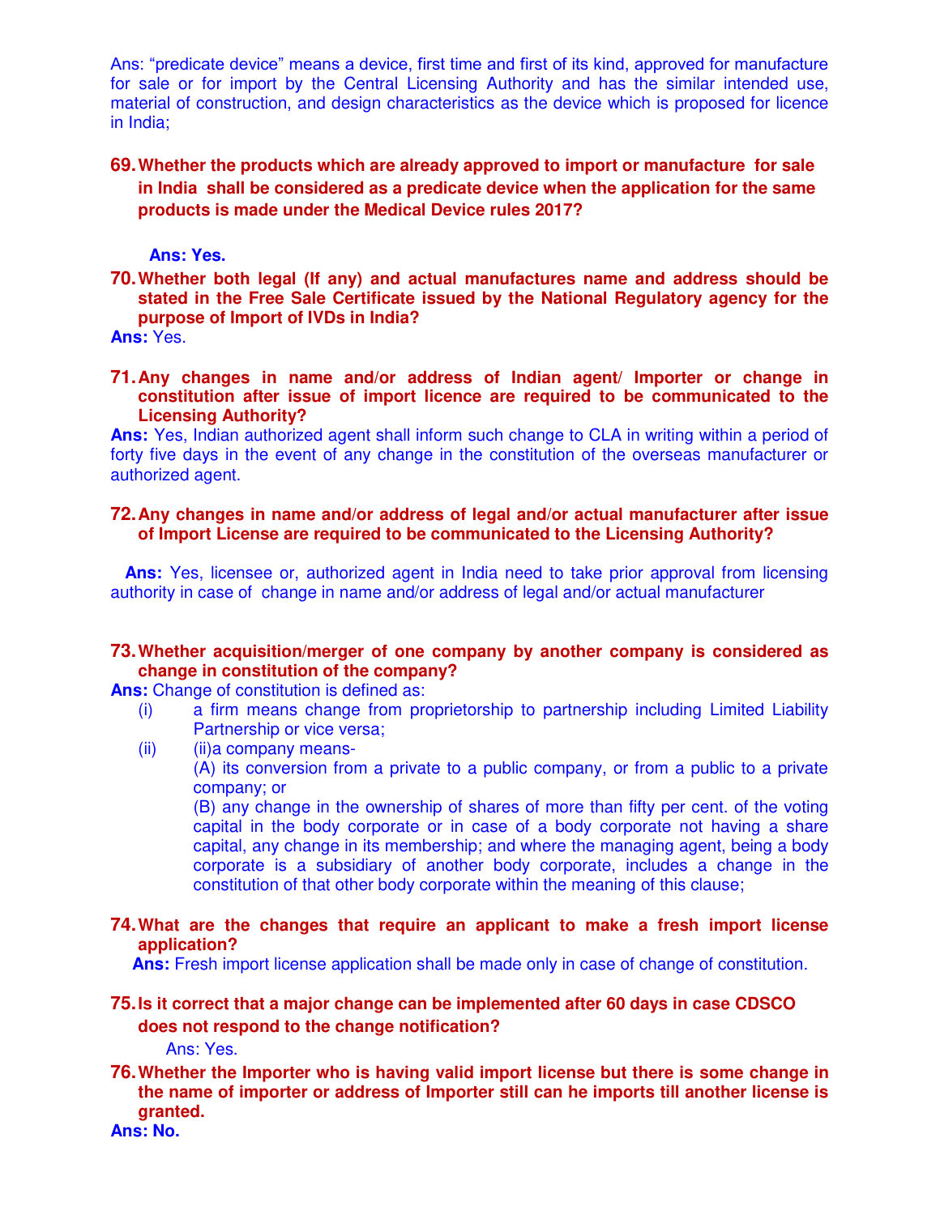Ans: "predicate device" means a device, first time and first of its kind, approved for manufacture for sale or for import by the Central Licensing Authority and has the similar intended use, material of construction, and design characteristics as the device which is proposed for licence in India;

**69. Whether the products which are already approved to import or manufacture for sale in India shall be considered as a predicate device when the application for the same products is made under the Medical Device rules 2017?**

**Ans: Yes.**

**70. Whether both legal (If any) and actual manufactures name and address should be stated in the Free Sale Certificate issued by the National Regulatory agency for the purpose of Import of IVDs in India?**

**Ans:** Yes.

**71. Any changes in name and/or address of Indian agent/ Importer or change in constitution after issue of import licence are required to be communicated to the Licensing Authority?**

**Ans:** Yes, Indian authorized agent shall inform such change to CLA in writing within a period of forty five days in the event of any change in the constitution of the overseas manufacturer or authorized agent.

**72. Any changes in name and/or address of legal and/or actual manufacturer after issue of Import License are required to be communicated to the Licensing Authority?**

**Ans:** Yes, licensee or, authorized agent in India need to take prior approval from licensing authority in case of change in name and/or address of legal and/or actual manufacturer

**73. Whether acquisition/merger of one company by another company is considered as change in constitution of the company?**

**Ans:** Change of constitution is defined as:

(i) a firm means change from proprietorship to partnership including Limited Liability Partnership or vice versa;

(ii) (ii)a company means-

(A) its conversion from a private to a public company, or from a public to a private company; or

(B) any change in the ownership of shares of more than fifty per cent. of the voting capital in the body corporate or in case of a body corporate not having a share capital, any change in its membership; and where the managing agent, being a body corporate is a subsidiary of another body corporate, includes a change in the constitution of that other body corporate within the meaning of this clause;

**74. What are the changes that require an applicant to make a fresh import license application?**

**Ans:** Fresh import license application shall be made only in case of change of constitution.

**75. Is it correct that a major change can be implemented after 60 days in case CDSCO does not respond to the change notification?**

Ans: Yes.

**76. Whether the Importer who is having valid import license but there is some change in the name of importer or address of Importer still can he imports till another license is granted.**

**Ans: No.**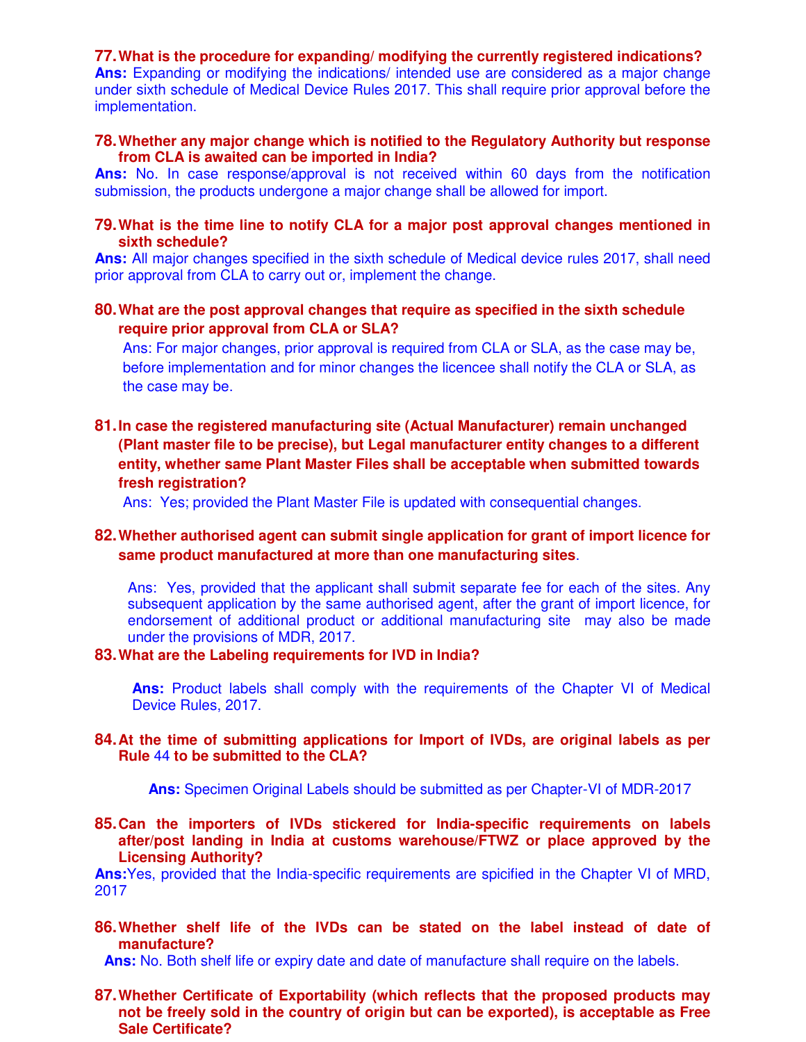**77. What is the procedure for expanding/ modifying the currently registered indications?**

**Ans:** Expanding or modifying the indications/ intended use are considered as a major change under sixth schedule of Medical Device Rules 2017. This shall require prior approval before the implementation.

**78. Whether any major change which is notified to the Regulatory Authority but response from CLA is awaited can be imported in India?**

**Ans:** No. In case response/approval is not received within 60 days from the notification submission, the products undergone a major change shall be allowed for import.

**79. What is the time line to notify CLA for a major post approval changes mentioned in sixth schedule?**

**Ans:** All major changes specified in the sixth schedule of Medical device rules 2017, shall need prior approval from CLA to carry out or, implement the change.

**80. What are the post approval changes that require as specified in the sixth schedule require prior approval from CLA or SLA?**

Ans: For major changes, prior approval is required from CLA or SLA, as the case may be, before implementation and for minor changes the licencee shall notify the CLA or SLA, as the case may be.

**81. In case the registered manufacturing site (Actual Manufacturer) remain unchanged (Plant master file to be precise), but Legal manufacturer entity changes to a different entity, whether same Plant Master Files shall be acceptable when submitted towards fresh registration?**

Ans: Yes; provided the Plant Master File is updated with consequential changes.

**82. Whether authorised agent can submit single application for grant of import licence for same product manufactured at more than one manufacturing sites.**

Ans: Yes, provided that the applicant shall submit separate fee for each of the sites. Any subsequent application by the same authorised agent, after the grant of import licence, for endorsement of additional product or additional manufacturing site may also be made under the provisions of MDR, 2017.

**83. What are the Labeling requirements for IVD in India?**

**Ans:** Product labels shall comply with the requirements of the Chapter VI of Medical Device Rules, 2017.

**84. At the time of submitting applications for Import of IVDs, are original labels as per Rule 44 to be submitted to the CLA?**

**Ans:** Specimen Original Labels should be submitted as per Chapter-VI of MDR-2017

**85. Can the importers of IVDs stickered for India-specific requirements on labels after/post landing in India at customs warehouse/FTWZ or place approved by the Licensing Authority?**

**Ans:** Yes, provided that the India-specific requirements are spicified in the Chapter VI of MRD, 2017

**86. Whether shelf life of the IVDs can be stated on the label instead of date of manufacture?**

**Ans:** No. Both shelf life or expiry date and date of manufacture shall require on the labels.

**87. Whether Certificate of Exportability (which reflects that the proposed products may not be freely sold in the country of origin but can be exported), is acceptable as Free Sale Certificate?**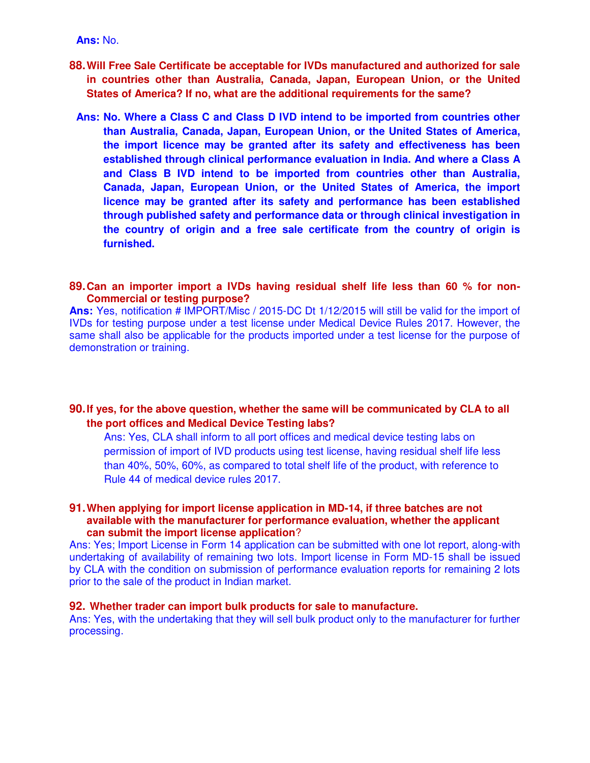**Ans:** No.

**88. Will Free Sale Certificate be acceptable for IVDs manufactured and authorized for sale in countries other than Australia, Canada, Japan, European Union, or the United States of America? If no, what are the additional requirements for the same?**

**Ans: No. Where a Class C and Class D IVD intend to be imported from countries other than Australia, Canada, Japan, European Union, or the United States of America, the import licence may be granted after its safety and effectiveness has been established through clinical performance evaluation in India. And where a Class A and Class B IVD intend to be imported from countries other than Australia, Canada, Japan, European Union, or the United States of America, the import licence may be granted after its safety and performance has been established through published safety and performance data or through clinical investigation in the country of origin and a free sale certificate from the country of origin is furnished.**

**89. Can an importer import a IVDs having residual shelf life less than 60 % for non-Commercial or testing purpose?**

**Ans:** Yes, notification # IMPORT/Misc / 2015-DC Dt 1/12/2015 will still be valid for the import of IVDs for testing purpose under a test license under Medical Device Rules 2017. However, the same shall also be applicable for the products imported under a test license for the purpose of demonstration or training.

**90. If yes, for the above question, whether the same will be communicated by CLA to all the port offices and Medical Device Testing labs?**

Ans: Yes, CLA shall inform to all port offices and medical device testing labs on permission of import of IVD products using test license, having residual shelf life less than 40%, 50%, 60%, as compared to total shelf life of the product, with reference to Rule 44 of medical device rules 2017.

**91. When applying for import license application in MD-14, if three batches are not available with the manufacturer for performance evaluation, whether the applicant can submit the import license application**?

Ans: Yes; Import License in Form 14 application can be submitted with one lot report, along-with undertaking of availability of remaining two lots. Import license in Form MD-15 shall be issued by CLA with the condition on submission of performance evaluation reports for remaining 2 lots prior to the sale of the product in Indian market.

**92. Whether trader can import bulk products for sale to manufacture.**

Ans: Yes, with the undertaking that they will sell bulk product only to the manufacturer for further processing.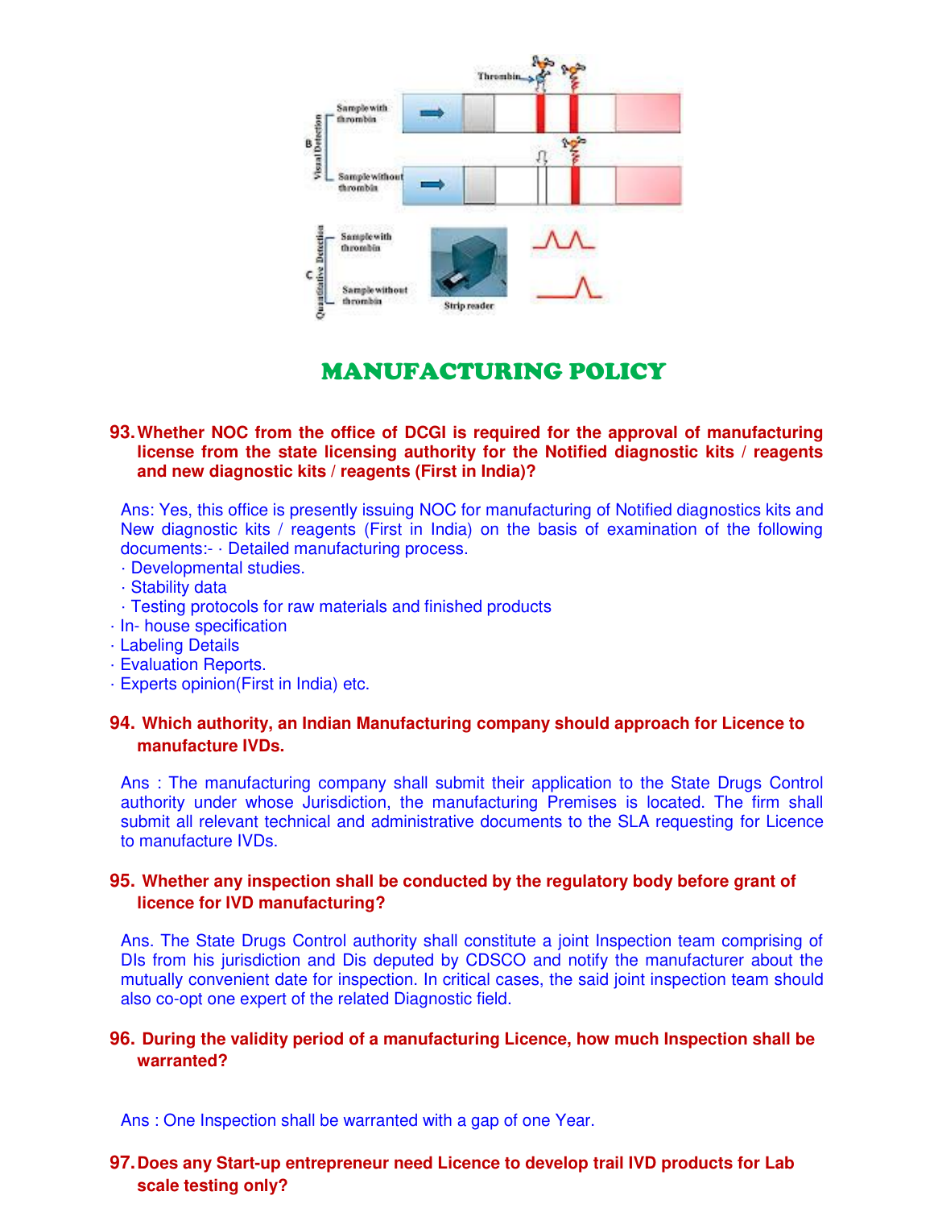## MANUFACTURING POLICY

**93. Whether NOC from the office of DCGI is required for the approval of manufacturing license from the state licensing authority for the Notified diagnostic kits / reagents and new diagnostic kits / reagents (First in India)?**

Ans: Yes, this office is presently issuing NOC for manufacturing of Notified diagnostics kits and New diagnostic kits / reagents (First in India) on the basis of examination of the following documents:- · Detailed manufacturing process.

· Developmental studies.
· Stability data
· Testing protocols for raw materials and finished products
· In- house specification
· Labeling Details
· Evaluation Reports.
· Experts opinion(First in India) etc.

**94. Which authority, an Indian Manufacturing company should approach for Licence to manufacture IVDs.**

Ans : The manufacturing company shall submit their application to the State Drugs Control authority under whose Jurisdiction, the manufacturing Premises is located. The firm shall submit all relevant technical and administrative documents to the SLA requesting for Licence to manufacture IVDs.

**95. Whether any inspection shall be conducted by the regulatory body before grant of licence for IVD manufacturing?**

Ans. The State Drugs Control authority shall constitute a joint Inspection team comprising of DIs from his jurisdiction and Dis deputed by CDSCO and notify the manufacturer about the mutually convenient date for inspection. In critical cases, the said joint inspection team should also co-opt one expert of the related Diagnostic field.

**96. During the validity period of a manufacturing Licence, how much Inspection shall be warranted?**

Ans : One Inspection shall be warranted with a gap of one Year.

**97. Does any Start-up entrepreneur need Licence to develop trail IVD products for Lab scale testing only?**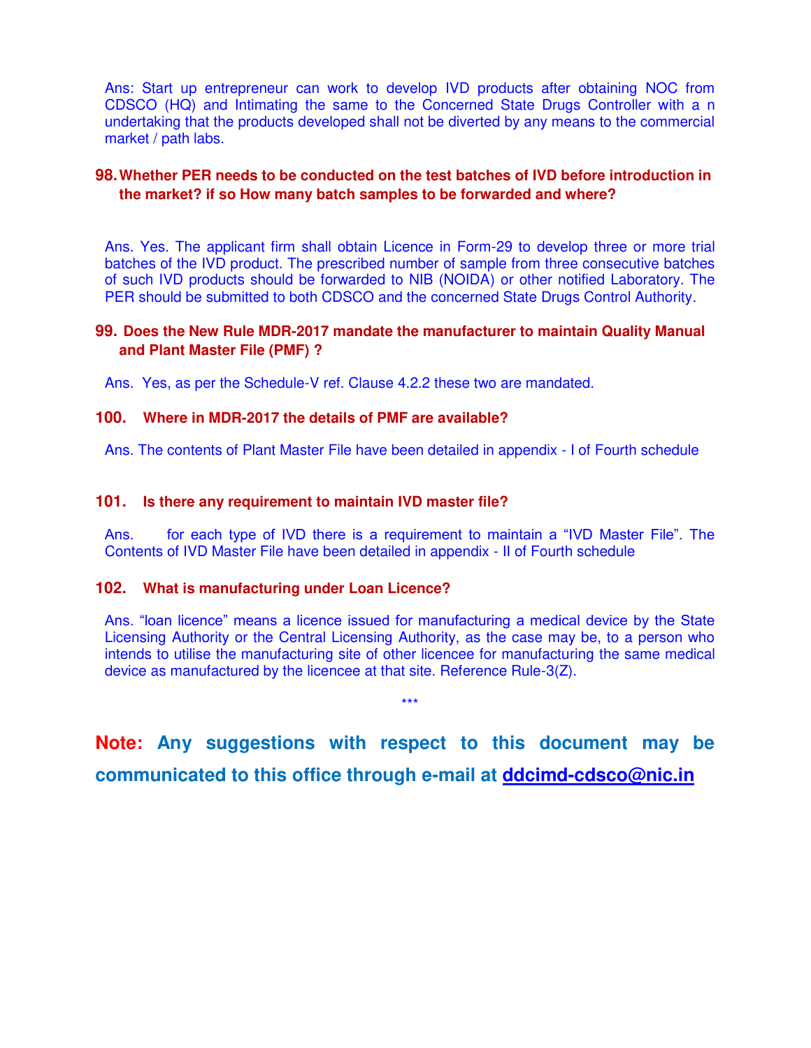Ans: Start up entrepreneur can work to develop IVD products after obtaining NOC from CDSCO (HQ) and Intimating the same to the Concerned State Drugs Controller with a n undertaking that the products developed shall not be diverted by any means to the commercial market / path labs.

**98. Whether PER needs to be conducted on the test batches of IVD before introduction in the market? if so How many batch samples to be forwarded and where?**

Ans. Yes. The applicant firm shall obtain Licence in Form-29 to develop three or more trial batches of the IVD product. The prescribed number of sample from three consecutive batches of such IVD products should be forwarded to NIB (NOIDA) or other notified Laboratory. The PER should be submitted to both CDSCO and the concerned State Drugs Control Authority.

**99. Does the New Rule MDR-2017 mandate the manufacturer to maintain Quality Manual and Plant Master File (PMF) ?**

Ans. Yes, as per the Schedule-V ref. Clause 4.2.2 these two are mandated.

**100. Where in MDR-2017 the details of PMF are available?**

Ans. The contents of Plant Master File have been detailed in appendix - I of Fourth schedule

**101. Is there any requirement to maintain IVD master file?**

Ans. for each type of IVD there is a requirement to maintain a "IVD Master File". The Contents of IVD Master File have been detailed in appendix - II of Fourth schedule

**102. What is manufacturing under Loan Licence?**

Ans. "loan licence" means a licence issued for manufacturing a medical device by the State Licensing Authority or the Central Licensing Authority, as the case may be, to a person who intends to utilise the manufacturing site of other licencee for manufacturing the same medical device as manufactured by the licencee at that site. Reference Rule-3(Z).

\*\*\*

**Note: Any suggestions with respect to this document may be communicated to this office through e-mail at ddcimd-cdsco@nic.in**